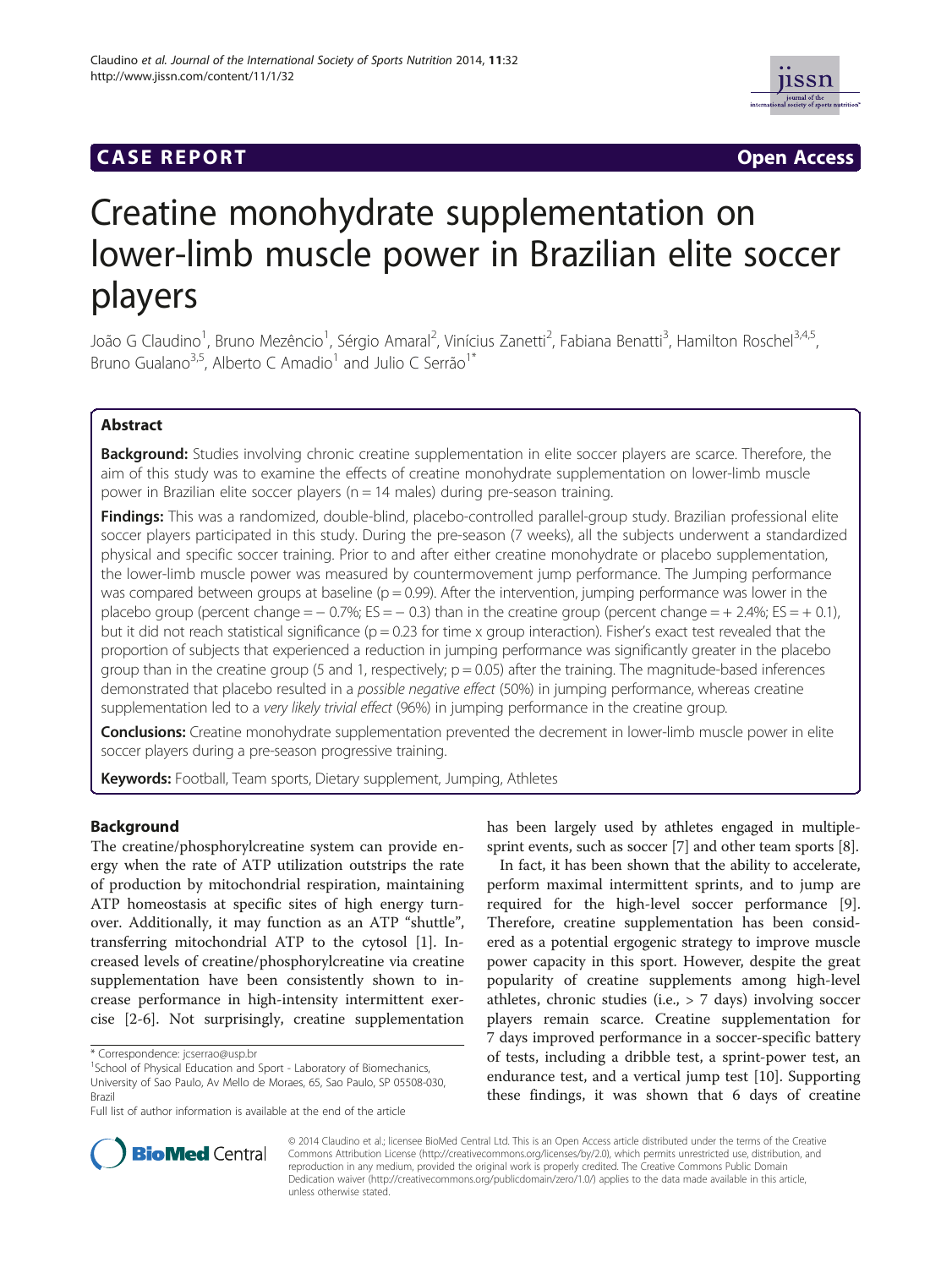CASE REPORT Open Access

# Creatine monohydrate supplementation on lower-limb muscle power in Brazilian elite soccer players

João G Claudino[1], Bruno Mezêncio[1], Sérgio Amaral[2], Vinícius Zanetti[2], Fabiana Benatti[3], Hamilton Roschel[3,4,5], Bruno Gualano[3,5], Alberto C Amadio[1] and Julio C Serrão[1*]

## Abstract

**Background:** Studies involving chronic creatine supplementation in elite soccer players are scarce. Therefore, the aim of this study was to examine the effects of creatine monohydrate supplementation on lower-limb muscle power in Brazilian elite soccer players (n = 14 males) during pre-season training.

**Findings:** This was a randomized, double-blind, placebo-controlled parallel-group study. Brazilian professional elite soccer players participated in this study. During the pre-season (7 weeks), all the subjects underwent a standardized physical and specific soccer training. Prior to and after either creatine monohydrate or placebo supplementation, the lower-limb muscle power was measured by countermovement jump performance. The Jumping performance was compared between groups at baseline (p = 0.99). After the intervention, jumping performance was lower in the placebo group (percent change = − 0.7%; ES = − 0.3) than in the creatine group (percent change = + 2.4%; ES = + 0.1), but it did not reach statistical significance (p = 0.23 for time x group interaction). Fisher's exact test revealed that the proportion of subjects that experienced a reduction in jumping performance was significantly greater in the placebo group than in the creatine group (5 and 1, respectively; p = 0.05) after the training. The magnitude-based inferences demonstrated that placebo resulted in a *possible negative effect* (50%) in jumping performance, whereas creatine supplementation led to a *very likely trivial effect* (96%) in jumping performance in the creatine group.

**Conclusions:** Creatine monohydrate supplementation prevented the decrement in lower-limb muscle power in elite soccer players during a pre-season progressive training.

**Keywords:** Football, Team sports, Dietary supplement, Jumping, Athletes

## Background

The creatine/phosphorylcreatine system can provide energy when the rate of ATP utilization outstrips the rate of production by mitochondrial respiration, maintaining ATP homeostasis at specific sites of high energy turnover. Additionally, it may function as an ATP "shuttle", transferring mitochondrial ATP to the cytosol [1]. Increased levels of creatine/phosphorylcreatine via creatine supplementation have been consistently shown to increase performance in high-intensity intermittent exercise [2-6]. Not surprisingly, creatine supplementation has been largely used by athletes engaged in multiple-sprint events, such as soccer [7] and other team sports [8].

In fact, it has been shown that the ability to accelerate, perform maximal intermittent sprints, and to jump are required for the high-level soccer performance [9]. Therefore, creatine supplementation has been considered as a potential ergogenic strategy to improve muscle power capacity in this sport. However, despite the great popularity of creatine supplements among high-level athletes, chronic studies (i.e., > 7 days) involving soccer players remain scarce. Creatine supplementation for 7 days improved performance in a soccer-specific battery of tests, including a dribble test, a sprint-power test, an endurance test, and a vertical jump test [10]. Supporting these findings, it was shown that 6 days of creatine

\* Correspondence: jcserrao@usp.br
[1]School of Physical Education and Sport - Laboratory of Biomechanics, University of Sao Paulo, Av Mello de Moraes, 65, Sao Paulo, SP 05508-030, Brazil
Full list of author information is available at the end of the article

© 2014 Claudino et al.; licensee BioMed Central Ltd. This is an Open Access article distributed under the terms of the Creative Commons Attribution License (http://creativecommons.org/licenses/by/2.0), which permits unrestricted use, distribution, and reproduction in any medium, provided the original work is properly credited. The Creative Commons Public Domain Dedication waiver (http://creativecommons.org/publicdomain/zero/1.0/) applies to the data made available in this article, unless otherwise stated.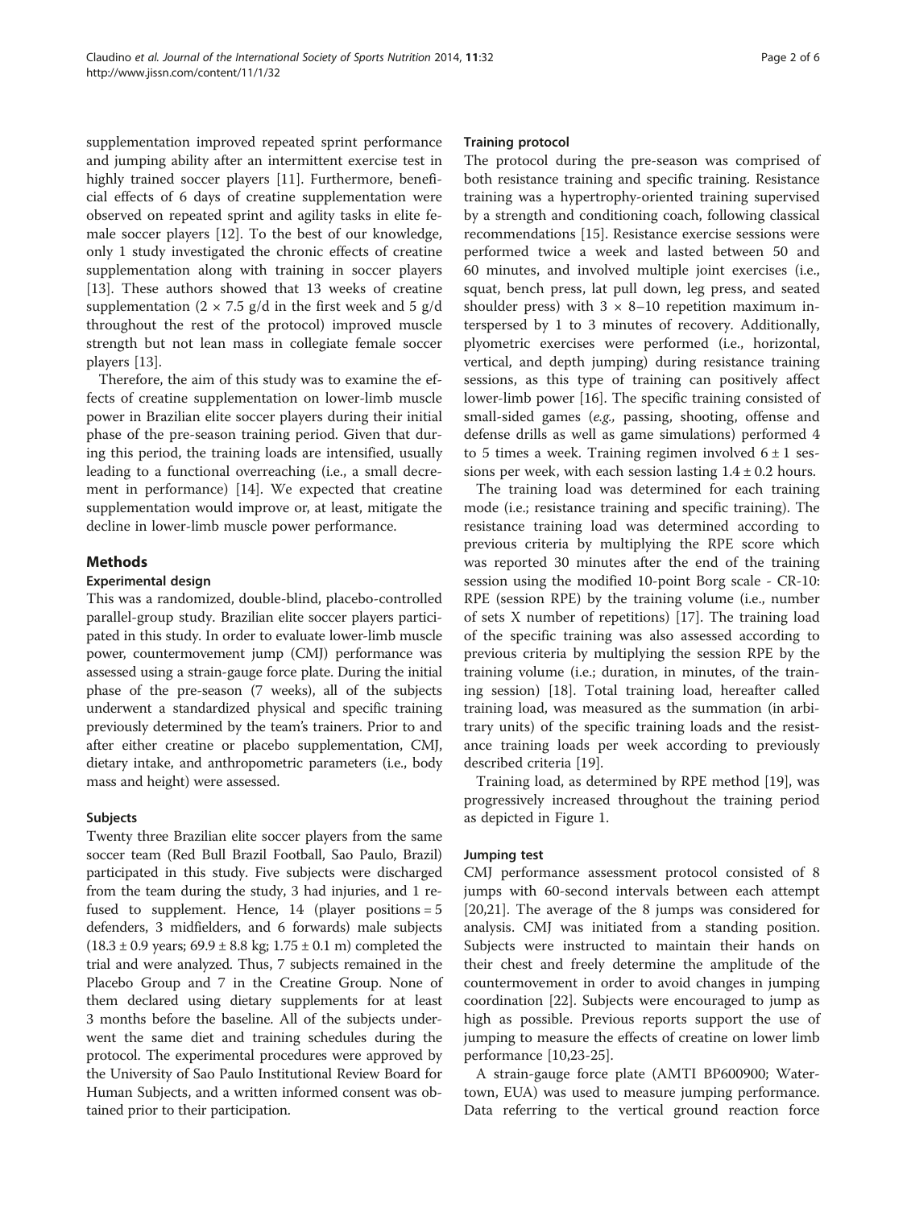supplementation improved repeated sprint performance and jumping ability after an intermittent exercise test in highly trained soccer players [11]. Furthermore, beneficial effects of 6 days of creatine supplementation were observed on repeated sprint and agility tasks in elite female soccer players [12]. To the best of our knowledge, only 1 study investigated the chronic effects of creatine supplementation along with training in soccer players [13]. These authors showed that 13 weeks of creatine supplementation ($2 \times 7.5$ g/d in the first week and 5 g/d throughout the rest of the protocol) improved muscle strength but not lean mass in collegiate female soccer players [13].

Therefore, the aim of this study was to examine the effects of creatine supplementation on lower-limb muscle power in Brazilian elite soccer players during their initial phase of the pre-season training period. Given that during this period, the training loads are intensified, usually leading to a functional overreaching (i.e., a small decrement in performance) [14]. We expected that creatine supplementation would improve or, at least, mitigate the decline in lower-limb muscle power performance.

## Methods

### Experimental design

This was a randomized, double-blind, placebo-controlled parallel-group study. Brazilian elite soccer players participated in this study. In order to evaluate lower-limb muscle power, countermovement jump (CMJ) performance was assessed using a strain-gauge force plate. During the initial phase of the pre-season (7 weeks), all of the subjects underwent a standardized physical and specific training previously determined by the team's trainers. Prior to and after either creatine or placebo supplementation, CMJ, dietary intake, and anthropometric parameters (i.e., body mass and height) were assessed.

### Subjects

Twenty three Brazilian elite soccer players from the same soccer team (Red Bull Brazil Football, Sao Paulo, Brazil) participated in this study. Five subjects were discharged from the team during the study, 3 had injuries, and 1 refused to supplement. Hence, 14 (player positions = 5 defenders, 3 midfielders, and 6 forwards) male subjects ($18.3 \pm 0.9$ years; $69.9 \pm 8.8$ kg; $1.75 \pm 0.1$ m) completed the trial and were analyzed. Thus, 7 subjects remained in the Placebo Group and 7 in the Creatine Group. None of them declared using dietary supplements for at least 3 months before the baseline. All of the subjects underwent the same diet and training schedules during the protocol. The experimental procedures were approved by the University of Sao Paulo Institutional Review Board for Human Subjects, and a written informed consent was obtained prior to their participation.

### Training protocol

The protocol during the pre-season was comprised of both resistance training and specific training. Resistance training was a hypertrophy-oriented training supervised by a strength and conditioning coach, following classical recommendations [15]. Resistance exercise sessions were performed twice a week and lasted between 50 and 60 minutes, and involved multiple joint exercises (i.e., squat, bench press, lat pull down, leg press, and seated shoulder press) with $3 \times 8$–10 repetition maximum interspersed by 1 to 3 minutes of recovery. Additionally, plyometric exercises were performed (i.e., horizontal, vertical, and depth jumping) during resistance training sessions, as this type of training can positively affect lower-limb power [16]. The specific training consisted of small-sided games (*e.g.,* passing, shooting, offense and defense drills as well as game simulations) performed 4 to 5 times a week. Training regimen involved $6 \pm 1$ sessions per week, with each session lasting $1.4 \pm 0.2$ hours.

The training load was determined for each training mode (i.e.; resistance training and specific training). The resistance training load was determined according to previous criteria by multiplying the RPE score which was reported 30 minutes after the end of the training session using the modified 10-point Borg scale - CR-10: RPE (session RPE) by the training volume (i.e., number of sets X number of repetitions) [17]. The training load of the specific training was also assessed according to previous criteria by multiplying the session RPE by the training volume (i.e.; duration, in minutes, of the training session) [18]. Total training load, hereafter called training load, was measured as the summation (in arbitrary units) of the specific training loads and the resistance training loads per week according to previously described criteria [19].

Training load, as determined by RPE method [19], was progressively increased throughout the training period as depicted in Figure 1.

### Jumping test

CMJ performance assessment protocol consisted of 8 jumps with 60-second intervals between each attempt [20,21]. The average of the 8 jumps was considered for analysis. CMJ was initiated from a standing position. Subjects were instructed to maintain their hands on their chest and freely determine the amplitude of the countermovement in order to avoid changes in jumping coordination [22]. Subjects were encouraged to jump as high as possible. Previous reports support the use of jumping to measure the effects of creatine on lower limb performance [10,23-25].

A strain-gauge force plate (AMTI BP600900; Watertown, EUA) was used to measure jumping performance. Data referring to the vertical ground reaction force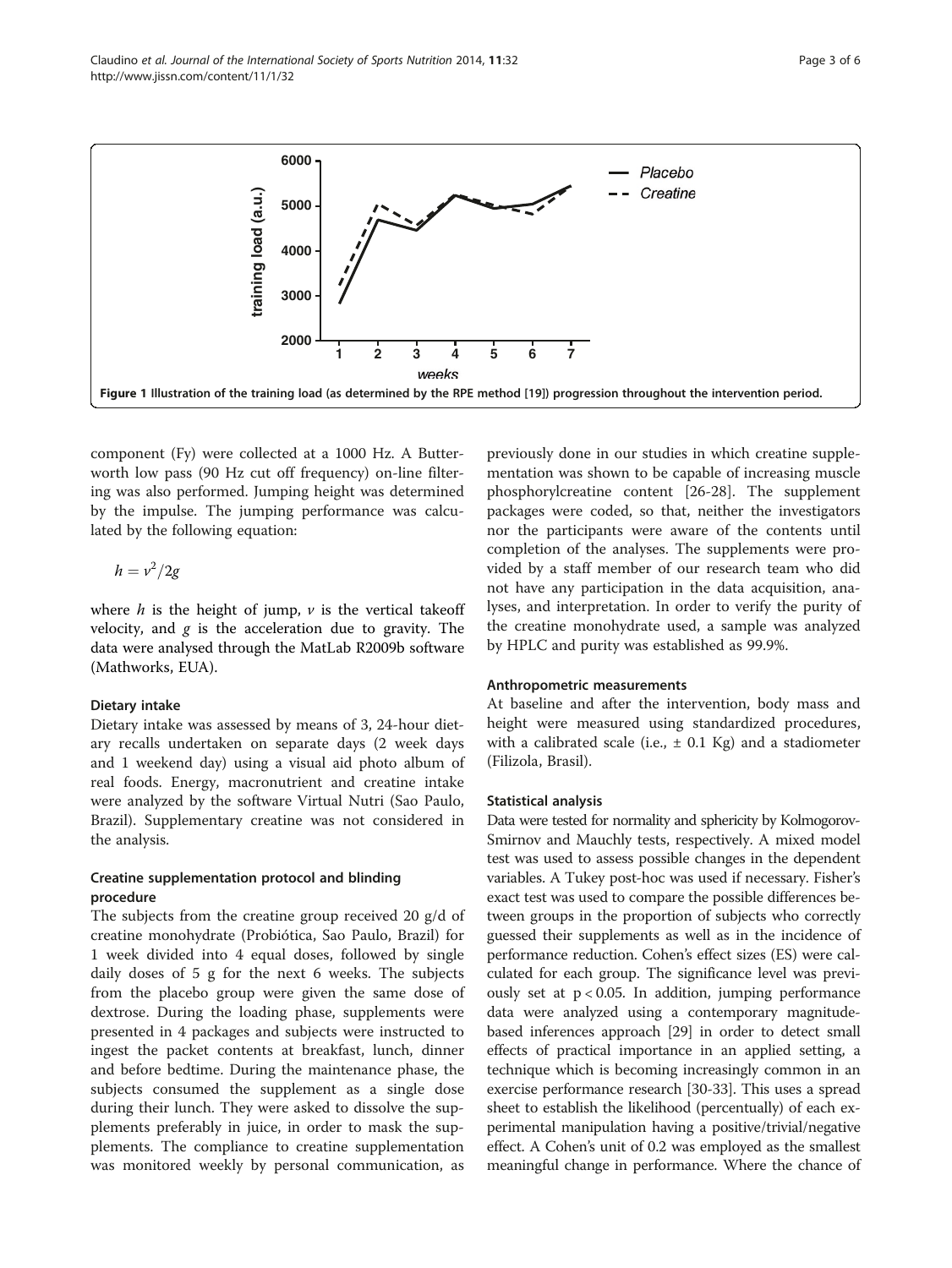Figure 1 Illustration of the training load (as determined by the RPE method [19]) progression throughout the intervention period.

component (Fy) were collected at a 1000 Hz. A Butterworth low pass (90 Hz cut off frequency) on-line filtering was also performed. Jumping height was determined by the impulse. The jumping performance was calculated by the following equation:

$$h = v^2/2g$$

where $h$ is the height of jump, $v$ is the vertical takeoff velocity, and $g$ is the acceleration due to gravity. The data were analysed through the MatLab R2009b software (Mathworks, EUA).

### Dietary intake

Dietary intake was assessed by means of 3, 24-hour dietary recalls undertaken on separate days (2 week days and 1 weekend day) using a visual aid photo album of real foods. Energy, macronutrient and creatine intake were analyzed by the software Virtual Nutri (Sao Paulo, Brazil). Supplementary creatine was not considered in the analysis.

### Creatine supplementation protocol and blinding procedure

The subjects from the creatine group received 20 g/d of creatine monohydrate (Probiótica, Sao Paulo, Brazil) for 1 week divided into 4 equal doses, followed by single daily doses of 5 g for the next 6 weeks. The subjects from the placebo group were given the same dose of dextrose. During the loading phase, supplements were presented in 4 packages and subjects were instructed to ingest the packet contents at breakfast, lunch, dinner and before bedtime. During the maintenance phase, the subjects consumed the supplement as a single dose during their lunch. They were asked to dissolve the supplements preferably in juice, in order to mask the supplements. The compliance to creatine supplementation was monitored weekly by personal communication, as previously done in our studies in which creatine supplementation was shown to be capable of increasing muscle phosphorylcreatine content [26-28]. The supplement packages were coded, so that, neither the investigators nor the participants were aware of the contents until completion of the analyses. The supplements were provided by a staff member of our research team who did not have any participation in the data acquisition, analyses, and interpretation. In order to verify the purity of the creatine monohydrate used, a sample was analyzed by HPLC and purity was established as 99.9%.

### Anthropometric measurements

At baseline and after the intervention, body mass and height were measured using standardized procedures, with a calibrated scale (i.e., ± 0.1 Kg) and a stadiometer (Filizola, Brasil).

### Statistical analysis

Data were tested for normality and sphericity by Kolmogorov-Smirnov and Mauchly tests, respectively. A mixed model test was used to assess possible changes in the dependent variables. A Tukey post-hoc was used if necessary. Fisher's exact test was used to compare the possible differences between groups in the proportion of subjects who correctly guessed their supplements as well as in the incidence of performance reduction. Cohen's effect sizes (ES) were calculated for each group. The significance level was previously set at $p < 0.05$. In addition, jumping performance data were analyzed using a contemporary magnitude-based inferences approach [29] in order to detect small effects of practical importance in an applied setting, a technique which is becoming increasingly common in an exercise performance research [30-33]. This uses a spread sheet to establish the likelihood (percentually) of each experimental manipulation having a positive/trivial/negative effect. A Cohen's unit of 0.2 was employed as the smallest meaningful change in performance. Where the chance of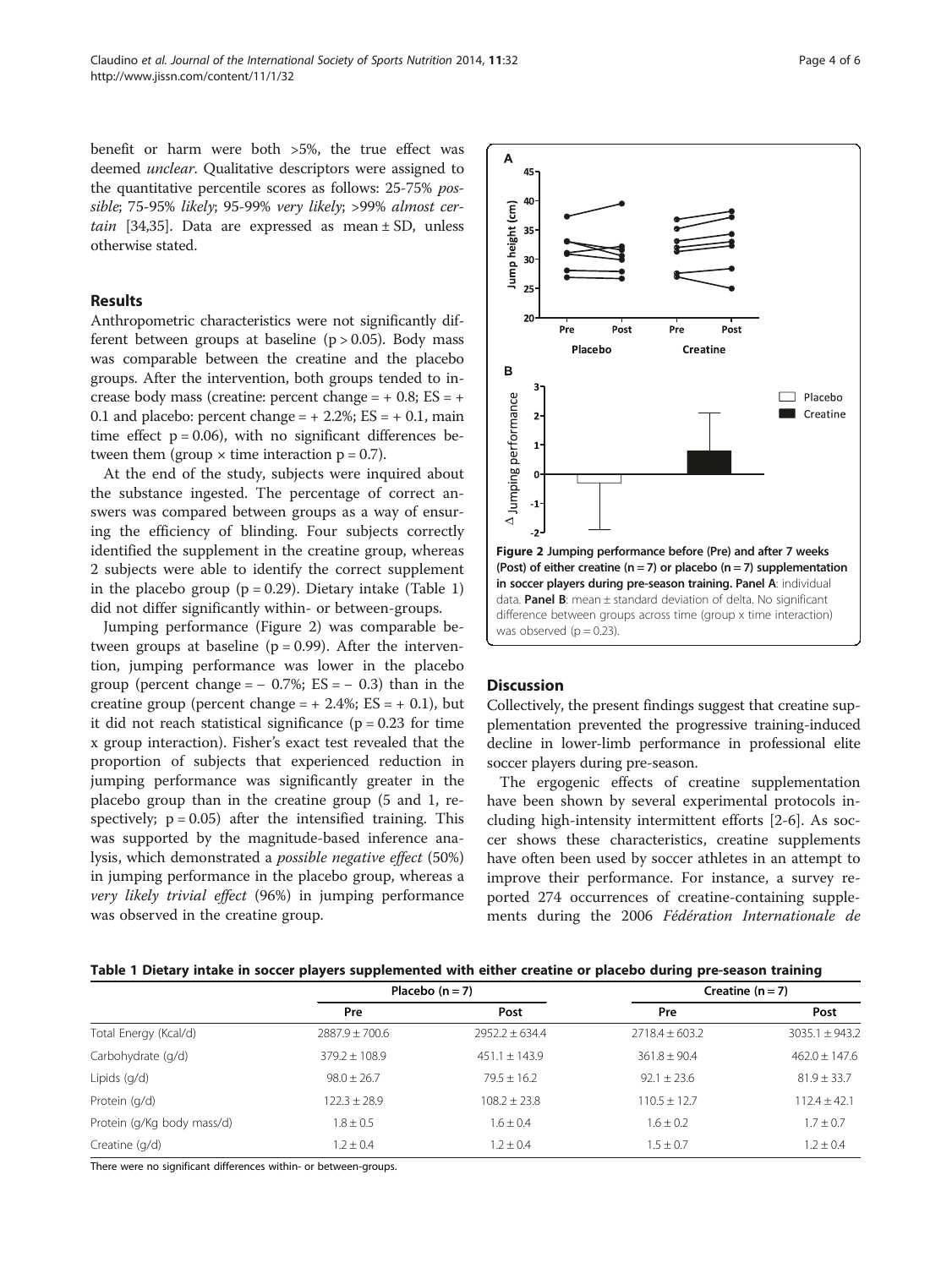benefit or harm were both >5%, the true effect was deemed *unclear*. Qualitative descriptors were assigned to the quantitative percentile scores as follows: 25-75% *possible*; 75-95% *likely*; 95-99% *very likely*; >99% *almost certain* [34,35]. Data are expressed as mean ± SD, unless otherwise stated.

## Results

Anthropometric characteristics were not significantly different between groups at baseline ($p > 0.05$). Body mass was comparable between the creatine and the placebo groups. After the intervention, both groups tended to increase body mass (creatine: percent change = + 0.8; ES = + 0.1 and placebo: percent change = + 2.2%; ES = + 0.1, main time effect $p = 0.06$), with no significant differences between them (group × time interaction $p = 0.7$).

At the end of the study, subjects were inquired about the substance ingested. The percentage of correct answers was compared between groups as a way of ensuring the efficiency of blinding. Four subjects correctly identified the supplement in the creatine group, whereas 2 subjects were able to identify the correct supplement in the placebo group ($p = 0.29$). Dietary intake (Table 1) did not differ significantly within- or between-groups.

Jumping performance (Figure 2) was comparable between groups at baseline ($p = 0.99$). After the intervention, jumping performance was lower in the placebo group (percent change = − 0.7%; ES = − 0.3) than in the creatine group (percent change = + 2.4%; ES = + 0.1), but it did not reach statistical significance ($p = 0.23$ for time x group interaction). Fisher's exact test revealed that the proportion of subjects that experienced reduction in jumping performance was significantly greater in the placebo group than in the creatine group (5 and 1, respectively; $p = 0.05$) after the intensified training. This was supported by the magnitude-based inference analysis, which demonstrated a *possible negative effect* (50%) in jumping performance in the placebo group, whereas a *very likely trivial effect* (96%) in jumping performance was observed in the creatine group.

**Figure 2 Jumping performance before (Pre) and after 7 weeks (Post) of either creatine (n = 7) or placebo (n = 7) supplementation in soccer players during pre-season training.** **Panel A**: individual data. **Panel B**: mean ± standard deviation of delta. No significant difference between groups across time (group x time interaction) was observed ($p = 0.23$).

## Discussion

Collectively, the present findings suggest that creatine supplementation prevented the progressive training-induced decline in lower-limb performance in professional elite soccer players during pre-season.

The ergogenic effects of creatine supplementation have been shown by several experimental protocols including high-intensity intermittent efforts [2-6]. As soccer shows these characteristics, creatine supplements have often been used by soccer athletes in an attempt to improve their performance. For instance, a survey reported 274 occurrences of creatine-containing supplements during the 2006 *Fédération Internationale de*

**Table 1 Dietary intake in soccer players supplemented with either creatine or placebo during pre-season training**

| | Placebo (n = 7) | | Creatine (n = 7) | |
|---|---|---|---|---|
| | Pre | Post | Pre | Post |
| Total Energy (Kcal/d) | 2887.9 ± 700.6 | 2952.2 ± 634.4 | 2718.4 ± 603.2 | 3035.1 ± 943.2 |
| Carbohydrate (g/d) | 379.2 ± 108.9 | 451.1 ± 143.9 | 361.8 ± 90.4 | 462.0 ± 147.6 |
| Lipids (g/d) | 98.0 ± 26.7 | 79.5 ± 16.2 | 92.1 ± 23.6 | 81.9 ± 33.7 |
| Protein (g/d) | 122.3 ± 28.9 | 108.2 ± 23.8 | 110.5 ± 12.7 | 112.4 ± 42.1 |
| Protein (g/Kg body mass/d) | 1.8 ± 0.5 | 1.6 ± 0.4 | 1.6 ± 0.2 | 1.7 ± 0.7 |
| Creatine (g/d) | 1.2 ± 0.4 | 1.2 ± 0.4 | 1.5 ± 0.7 | 1.2 ± 0.4 |

There were no significant differences within- or between-groups.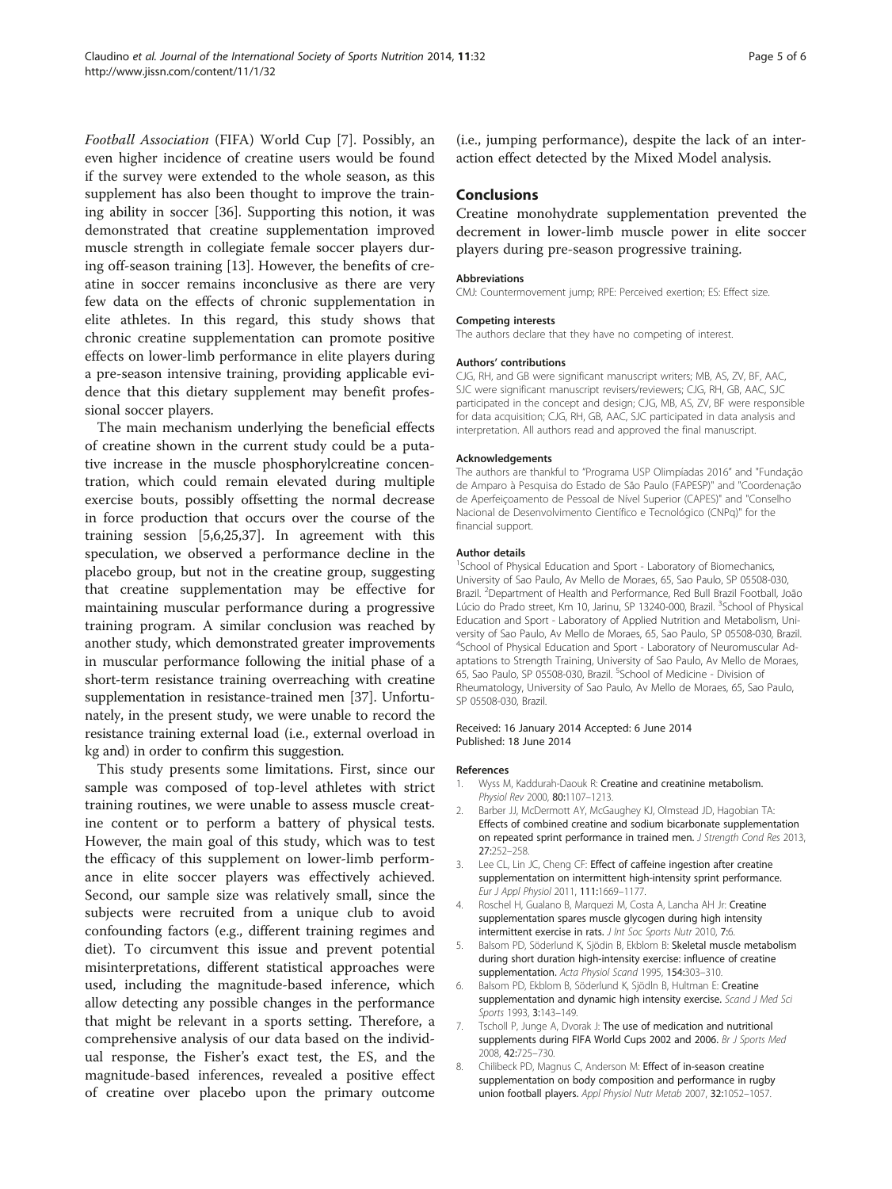Football Association (FIFA) World Cup [7]. Possibly, an even higher incidence of creatine users would be found if the survey were extended to the whole season, as this supplement has also been thought to improve the training ability in soccer [36]. Supporting this notion, it was demonstrated that creatine supplementation improved muscle strength in collegiate female soccer players during off-season training [13]. However, the benefits of creatine in soccer remains inconclusive as there are very few data on the effects of chronic supplementation in elite athletes. In this regard, this study shows that chronic creatine supplementation can promote positive effects on lower-limb performance in elite players during a pre-season intensive training, providing applicable evidence that this dietary supplement may benefit professional soccer players.

The main mechanism underlying the beneficial effects of creatine shown in the current study could be a putative increase in the muscle phosphorylcreatine concentration, which could remain elevated during multiple exercise bouts, possibly offsetting the normal decrease in force production that occurs over the course of the training session [5,6,25,37]. In agreement with this speculation, we observed a performance decline in the placebo group, but not in the creatine group, suggesting that creatine supplementation may be effective for maintaining muscular performance during a progressive training program. A similar conclusion was reached by another study, which demonstrated greater improvements in muscular performance following the initial phase of a short-term resistance training overreaching with creatine supplementation in resistance-trained men [37]. Unfortunately, in the present study, we were unable to record the resistance training external load (i.e., external overload in kg and) in order to confirm this suggestion.

This study presents some limitations. First, since our sample was composed of top-level athletes with strict training routines, we were unable to assess muscle creatine content or to perform a battery of physical tests. However, the main goal of this study, which was to test the efficacy of this supplement on lower-limb performance in elite soccer players was effectively achieved. Second, our sample size was relatively small, since the subjects were recruited from a unique club to avoid confounding factors (e.g., different training regimes and diet). To circumvent this issue and prevent potential misinterpretations, different statistical approaches were used, including the magnitude-based inference, which allow detecting any possible changes in the performance that might be relevant in a sports setting. Therefore, a comprehensive analysis of our data based on the individual response, the Fisher's exact test, the ES, and the magnitude-based inferences, revealed a positive effect of creatine over placebo upon the primary outcome (i.e., jumping performance), despite the lack of an interaction effect detected by the Mixed Model analysis.

## Conclusions

Creatine monohydrate supplementation prevented the decrement in lower-limb muscle power in elite soccer players during pre-season progressive training.

#### Abbreviations

CMJ: Countermovement jump; RPE: Perceived exertion; ES: Effect size.

#### Competing interests

The authors declare that they have no competing of interest.

#### Authors' contributions

CJG, RH, and GB were significant manuscript writers; MB, AS, ZV, BF, AAC, SJC were significant manuscript revisers/reviewers; CJG, RH, GB, AAC, SJC participated in the concept and design; CJG, MB, AS, ZV, BF were responsible for data acquisition; CJG, RH, GB, AAC, SJC participated in data analysis and interpretation. All authors read and approved the final manuscript.

#### Acknowledgements

The authors are thankful to "Programa USP Olimpíadas 2016" and "Fundação de Amparo à Pesquisa do Estado de São Paulo (FAPESP)" and "Coordenação de Aperfeiçoamento de Pessoal de Nível Superior (CAPES)" and "Conselho Nacional de Desenvolvimento Científico e Tecnológico (CNPq)" for the financial support.

#### Author details

[1]School of Physical Education and Sport - Laboratory of Biomechanics, University of Sao Paulo, Av Mello de Moraes, 65, Sao Paulo, SP 05508-030, Brazil. [2]Department of Health and Performance, Red Bull Brazil Football, João Lúcio do Prado street, Km 10, Jarinu, SP 13240-000, Brazil. [3]School of Physical Education and Sport - Laboratory of Applied Nutrition and Metabolism, University of Sao Paulo, Av Mello de Moraes, 65, Sao Paulo, SP 05508-030, Brazil. [4]School of Physical Education and Sport - Laboratory of Neuromuscular Adaptations to Strength Training, University of Sao Paulo, Av Mello de Moraes, 65, Sao Paulo, SP 05508-030, Brazil. [5]School of Medicine - Division of Rheumatology, University of Sao Paulo, Av Mello de Moraes, 65, Sao Paulo, SP 05508-030, Brazil.

Received: 16 January 2014 Accepted: 6 June 2014
Published: 18 June 2014

#### References

1. Wyss M, Kaddurah-Daouk R: **Creatine and creatinine metabolism.** *Physiol Rev* 2000, **80:**1107–1213.
2. Barber JJ, McDermott AY, McGaughey KJ, Olmstead JD, Hagobian TA: **Effects of combined creatine and sodium bicarbonate supplementation on repeated sprint performance in trained men.** *J Strength Cond Res* 2013, **27:**252–258.
3. Lee CL, Lin JC, Cheng CF: **Effect of caffeine ingestion after creatine supplementation on intermittent high-intensity sprint performance.** *Eur J Appl Physiol* 2011, **111:**1669–1177.
4. Roschel H, Gualano B, Marquezi M, Costa A, Lancha AH Jr: **Creatine supplementation spares muscle glycogen during high intensity intermittent exercise in rats.** *J Int Soc Sports Nutr* 2010, **7:**6.
5. Balsom PD, Söderlund K, Sjödin B, Ekblom B: **Skeletal muscle metabolism during short duration high-intensity exercise: influence of creatine supplementation.** *Acta Physiol Scand* 1995, **154:**303–310.
6. Balsom PD, Ekblom B, Söderlund K, Sjödln B, Hultman E: **Creatine supplementation and dynamic high intensity exercise.** *Scand J Med Sci Sports* 1993, **3:**143–149.
7. Tscholl P, Junge A, Dvorak J: **The use of medication and nutritional supplements during FIFA World Cups 2002 and 2006.** *Br J Sports Med* 2008, **42:**725–730.
8. Chilibeck PD, Magnus C, Anderson M: **Effect of in-season creatine supplementation on body composition and performance in rugby union football players.** *Appl Physiol Nutr Metab* 2007, **32:**1052–1057.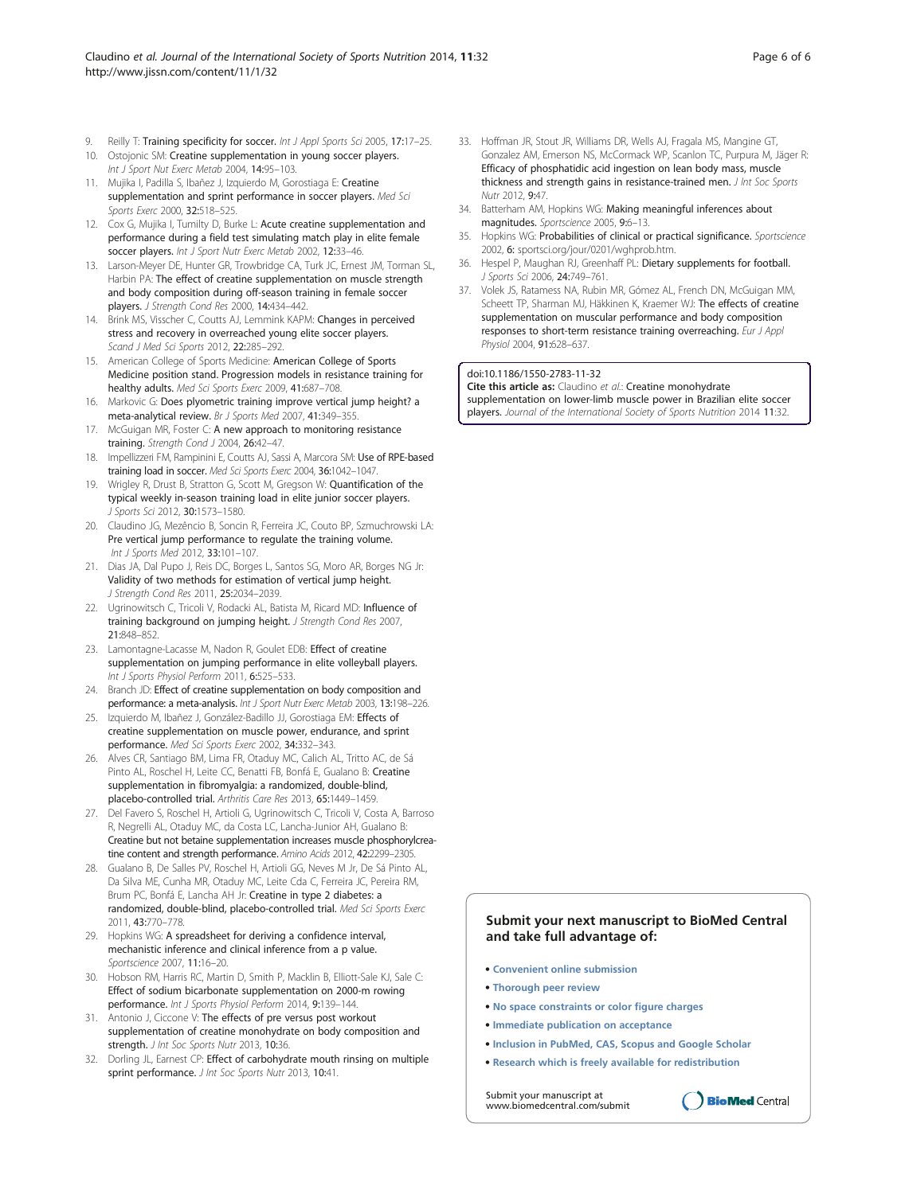9. Reilly T: Training specificity for soccer. *Int J Appl Sports Sci* 2005, **17:**17–25.
10. Ostojonic SM: Creatine supplementation in young soccer players. *Int J Sport Nut Exerc Metab* 2004, **14:**95–103.
11. Mujika I, Padilla S, Ibañez J, Izquierdo M, Gorostiaga E: Creatine supplementation and sprint performance in soccer players. *Med Sci Sports Exerc* 2000, **32:**518–525.
12. Cox G, Mujika I, Tumilty D, Burke L: Acute creatine supplementation and performance during a field test simulating match play in elite female soccer players. *Int J Sport Nutr Exerc Metab* 2002, **12:**33–46.
13. Larson-Meyer DE, Hunter GR, Trowbridge CA, Turk JC, Ernest JM, Torman SL, Harbin PA: The effect of creatine supplementation on muscle strength and body composition during off-season training in female soccer players. *J Strength Cond Res* 2000, **14:**434–442.
14. Brink MS, Visscher C, Coutts AJ, Lemmink KAPM: Changes in perceived stress and recovery in overreached young elite soccer players. *Scand J Med Sci Sports* 2012, **22:**285–292.
15. American College of Sports Medicine: American College of Sports Medicine position stand. Progression models in resistance training for healthy adults. *Med Sci Sports Exerc* 2009, **41:**687–708.
16. Markovic G: Does plyometric training improve vertical jump height? a meta-analytical review. *Br J Sports Med* 2007, **41:**349–355.
17. McGuigan MR, Foster C: A new approach to monitoring resistance training. *Strength Cond J* 2004, **26:**42–47.
18. Impellizzeri FM, Rampinini E, Coutts AJ, Sassi A, Marcora SM: Use of RPE-based training load in soccer. *Med Sci Sports Exerc* 2004, **36:**1042–1047.
19. Wrigley R, Drust B, Stratton G, Scott M, Gregson W: Quantification of the typical weekly in-season training load in elite junior soccer players. *J Sports Sci* 2012, **30:**1573–1580.
20. Claudino JG, Mezêncio B, Soncin R, Ferreira JC, Couto BP, Szmuchrowski LA: Pre vertical jump performance to regulate the training volume. *Int J Sports Med* 2012, **33:**101–107.
21. Dias JA, Dal Pupo J, Reis DC, Borges L, Santos SG, Moro AR, Borges NG Jr: Validity of two methods for estimation of vertical jump height. *J Strength Cond Res* 2011, **25:**2034–2039.
22. Ugrinowitsch C, Tricoli V, Rodacki AL, Batista M, Ricard MD: Influence of training background on jumping height. *J Strength Cond Res* 2007, **21:**848–852.
23. Lamontagne-Lacasse M, Nadon R, Goulet EDB: Effect of creatine supplementation on jumping performance in elite volleyball players. *Int J Sports Physiol Perform* 2011, **6:**525–533.
24. Branch JD: Effect of creatine supplementation on body composition and performance: a meta-analysis. *Int J Sport Nutr Exerc Metab* 2003, **13:**198–226.
25. Izquierdo M, Ibañez J, González-Badillo JJ, Gorostiaga EM: Effects of creatine supplementation on muscle power, endurance, and sprint performance. *Med Sci Sports Exerc* 2002, **34:**332–343.
26. Alves CR, Santiago BM, Lima FR, Otaduy MC, Calich AL, Tritto AC, de Sá Pinto AL, Roschel H, Leite CC, Benatti FB, Bonfá E, Gualano B: Creatine supplementation in fibromyalgia: a randomized, double-blind, placebo-controlled trial. *Arthritis Care Res* 2013, **65:**1449–1459.
27. Del Favero S, Roschel H, Artioli G, Ugrinowitsch C, Tricoli V, Costa A, Barroso R, Negrelli AL, Otaduy MC, da Costa LC, Lancha-Junior AH, Gualano B: Creatine but not betaine supplementation increases muscle phosphorylcreatine content and strength performance. *Amino Acids* 2012, **42:**2299–2305.
28. Gualano B, De Salles PV, Roschel H, Artioli GG, Neves M Jr, De Sá Pinto AL, Da Silva ME, Cunha MR, Otaduy MC, Leite Cda C, Ferreira JC, Pereira RM, Brum PC, Bonfá E, Lancha AH Jr: Creatine in type 2 diabetes: a randomized, double-blind, placebo-controlled trial. *Med Sci Sports Exerc* 2011, **43:**770–778.
29. Hopkins WG: A spreadsheet for deriving a confidence interval, mechanistic inference and clinical inference from a p value. *Sportscience* 2007, **11:**16–20.
30. Hobson RM, Harris RC, Martin D, Smith P, Macklin B, Elliott-Sale KJ, Sale C: Effect of sodium bicarbonate supplementation on 2000-m rowing performance. *Int J Sports Physiol Perform* 2014, **9:**139–144.
31. Antonio J, Ciccone V: The effects of pre versus post workout supplementation of creatine monohydrate on body composition and strength. *J Int Soc Sports Nutr* 2013, **10:**36.
32. Dorling JL, Earnest CP: Effect of carbohydrate mouth rinsing on multiple sprint performance. *J Int Soc Sports Nutr* 2013, **10:**41.
33. Hoffman JR, Stout JR, Williams DR, Wells AJ, Fragala MS, Mangine GT, Gonzalez AM, Emerson NS, McCormack WP, Scanlon TC, Purpura M, Jäger R: Efficacy of phosphatidic acid ingestion on lean body mass, muscle thickness and strength gains in resistance-trained men. *J Int Soc Sports Nutr* 2012, **9:**47.
34. Batterham AM, Hopkins WG: Making meaningful inferences about magnitudes. *Sportscience* 2005, **9:**6–13.
35. Hopkins WG: Probabilities of clinical or practical significance. *Sportscience* 2002, **6:** sportsci.org/jour/0201/wghprob.htm.
36. Hespel P, Maughan RJ, Greenhaff PL: Dietary supplements for football. *J Sports Sci* 2006, **24:**749–761.
37. Volek JS, Ratamess NA, Rubin MR, Gómez AL, French DN, McGuigan MM, Scheett TP, Sharman MJ, Häkkinen K, Kraemer WJ: The effects of creatine supplementation on muscular performance and body composition responses to short-term resistance training overreaching. *Eur J Appl Physiol* 2004, **91:**628–637.

doi:10.1186/1550-2783-11-32
**Cite this article as:** Claudino *et al.*: Creatine monohydrate supplementation on lower-limb muscle power in Brazilian elite soccer players. *Journal of the International Society of Sports Nutrition* 2014 **11**:32.

**Submit your next manuscript to BioMed Central and take full advantage of:**

- **Convenient online submission**
- **Thorough peer review**
- **No space constraints or color figure charges**
- **Immediate publication on acceptance**
- **Inclusion in PubMed, CAS, Scopus and Google Scholar**
- **Research which is freely available for redistribution**

Submit your manuscript at
www.biomedcentral.com/submit

BioMed Central